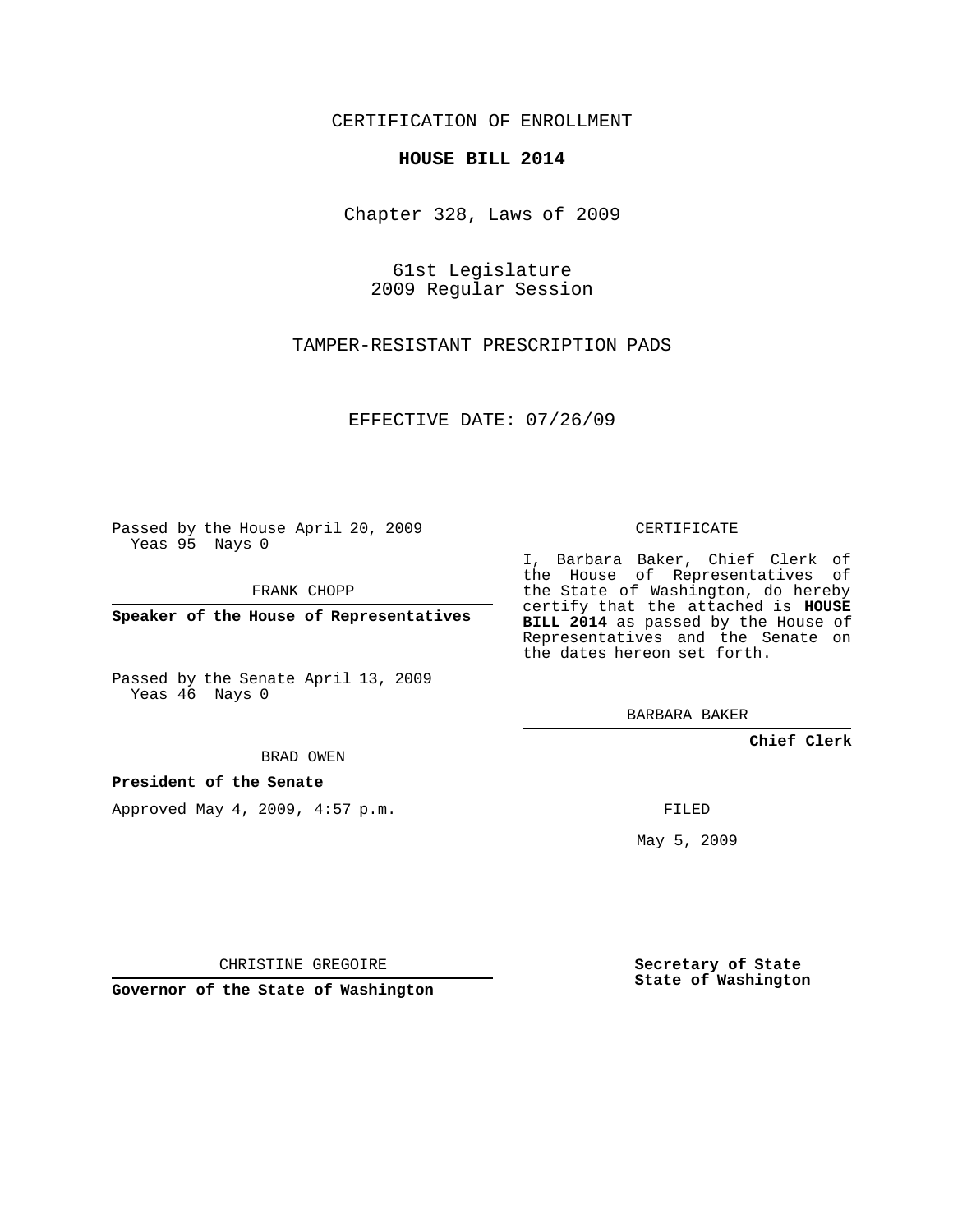CERTIFICATION OF ENROLLMENT

**HOUSE BILL 2014**

Chapter 328, Laws of 2009

61st Legislature
2009 Regular Session

TAMPER-RESISTANT PRESCRIPTION PADS

EFFECTIVE DATE: 07/26/09

Passed by the House April 20, 2009
Yeas 95 Nays 0

FRANK CHOPP

**Speaker of the House of Representatives**

Passed by the Senate April 13, 2009
Yeas 46 Nays 0

BRAD OWEN

**President of the Senate**

Approved May 4, 2009, 4:57 p.m.

CHRISTINE GREGOIRE

**Governor of the State of Washington**

CERTIFICATE

I, Barbara Baker, Chief Clerk of the House of Representatives of the State of Washington, do hereby certify that the attached is **HOUSE BILL 2014** as passed by the House of Representatives and the Senate on the dates hereon set forth.

BARBARA BAKER

**Chief Clerk**

FILED

May 5, 2009

**Secretary of State**
**State of Washington**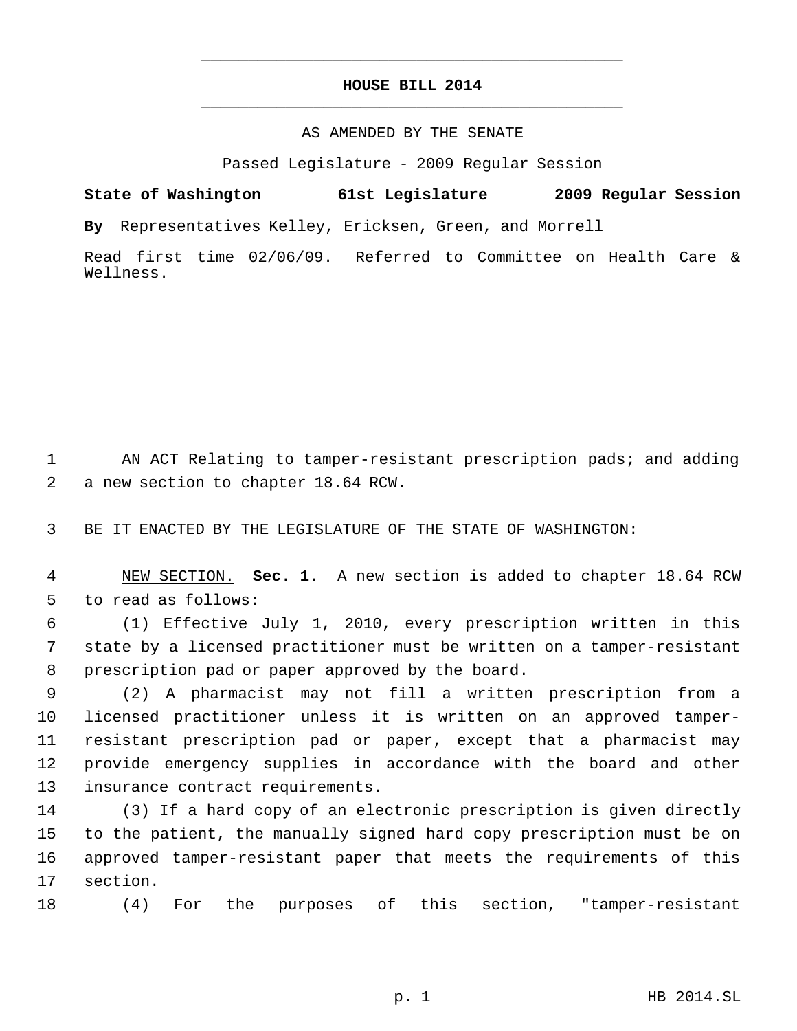# HOUSE BILL 2014

AS AMENDED BY THE SENATE

Passed Legislature - 2009 Regular Session

**State of Washington 61st Legislature 2009 Regular Session**

**By** Representatives Kelley, Ericksen, Green, and Morrell

Read first time 02/06/09. Referred to Committee on Health Care & Wellness.

AN ACT Relating to tamper-resistant prescription pads; and adding a new section to chapter 18.64 RCW.

BE IT ENACTED BY THE LEGISLATURE OF THE STATE OF WASHINGTON:

NEW SECTION. **Sec. 1.** A new section is added to chapter 18.64 RCW to read as follows:

(1) Effective July 1, 2010, every prescription written in this state by a licensed practitioner must be written on a tamper-resistant prescription pad or paper approved by the board.

(2) A pharmacist may not fill a written prescription from a licensed practitioner unless it is written on an approved tamper-resistant prescription pad or paper, except that a pharmacist may provide emergency supplies in accordance with the board and other insurance contract requirements.

(3) If a hard copy of an electronic prescription is given directly to the patient, the manually signed hard copy prescription must be on approved tamper-resistant paper that meets the requirements of this section.

(4) For the purposes of this section, "tamper-resistant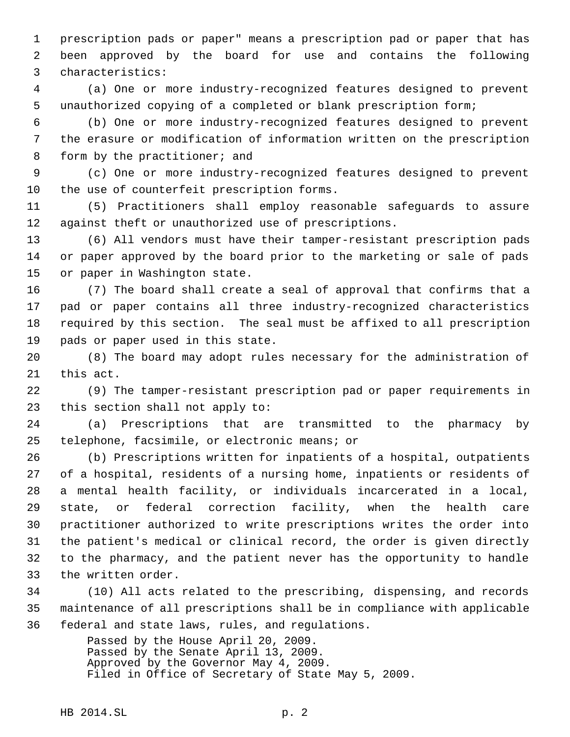prescription pads or paper" means a prescription pad or paper that has been approved by the board for use and contains the following characteristics:

(a) One or more industry-recognized features designed to prevent unauthorized copying of a completed or blank prescription form;

(b) One or more industry-recognized features designed to prevent the erasure or modification of information written on the prescription form by the practitioner; and

(c) One or more industry-recognized features designed to prevent the use of counterfeit prescription forms.

(5) Practitioners shall employ reasonable safeguards to assure against theft or unauthorized use of prescriptions.

(6) All vendors must have their tamper-resistant prescription pads or paper approved by the board prior to the marketing or sale of pads or paper in Washington state.

(7) The board shall create a seal of approval that confirms that a pad or paper contains all three industry-recognized characteristics required by this section. The seal must be affixed to all prescription pads or paper used in this state.

(8) The board may adopt rules necessary for the administration of this act.

(9) The tamper-resistant prescription pad or paper requirements in this section shall not apply to:

(a) Prescriptions that are transmitted to the pharmacy by telephone, facsimile, or electronic means; or

(b) Prescriptions written for inpatients of a hospital, outpatients of a hospital, residents of a nursing home, inpatients or residents of a mental health facility, or individuals incarcerated in a local, state, or federal correction facility, when the health care practitioner authorized to write prescriptions writes the order into the patient's medical or clinical record, the order is given directly to the pharmacy, and the patient never has the opportunity to handle the written order.

(10) All acts related to the prescribing, dispensing, and records maintenance of all prescriptions shall be in compliance with applicable federal and state laws, rules, and regulations.

Passed by the House April 20, 2009.
Passed by the Senate April 13, 2009.
Approved by the Governor May 4, 2009.
Filed in Office of Secretary of State May 5, 2009.